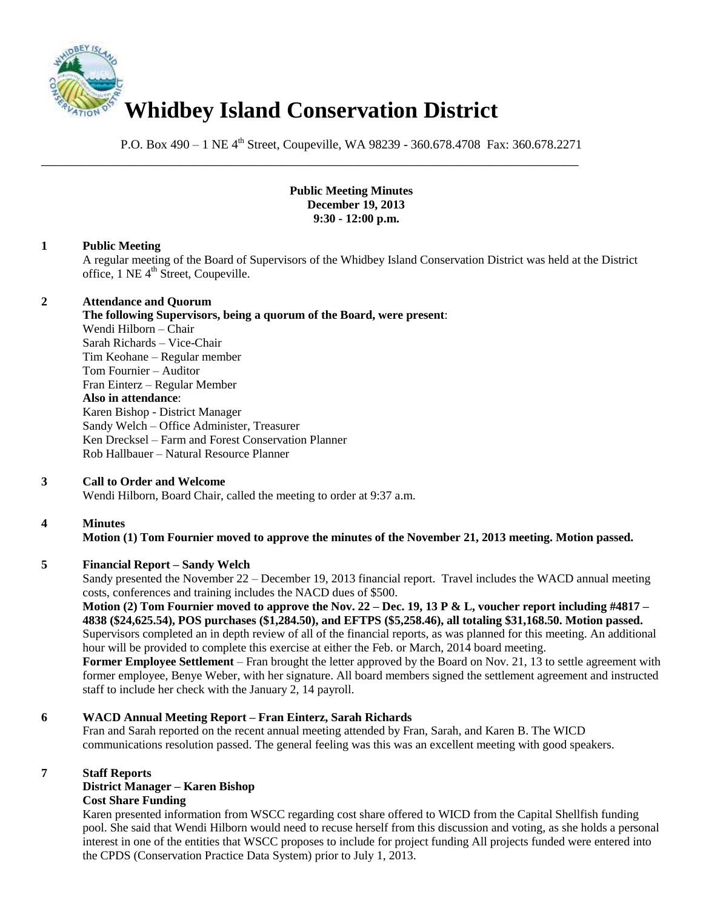// Whidbey Island Conservation District

P.O. Box 490 – 1 NE 4th Street, Coupeville, WA 98239 - 360.678.4708 Fax: 360.678.2271

**Public Meeting Minutes**
**December 19, 2013**
**9:30 - 12:00 p.m.**

**1 Public Meeting**

A regular meeting of the Board of Supervisors of the Whidbey Island Conservation District was held at the District office, 1 NE 4th Street, Coupeville.

**2 Attendance and Quorum**

**The following Supervisors, being a quorum of the Board, were present**:
Wendi Hilborn – Chair
Sarah Richards – Vice-Chair
Tim Keohane – Regular member
Tom Fournier – Auditor
Fran Einterz – Regular Member

**Also in attendance**:
Karen Bishop - District Manager
Sandy Welch – Office Administer, Treasurer
Ken Drecksel – Farm and Forest Conservation Planner
Rob Hallbauer – Natural Resource Planner

**3 Call to Order and Welcome**

Wendi Hilborn, Board Chair, called the meeting to order at 9:37 a.m.

**4 Minutes**

**Motion (1) Tom Fournier moved to approve the minutes of the November 21, 2013 meeting. Motion passed.**

**5 Financial Report – Sandy Welch**

Sandy presented the November 22 – December 19, 2013 financial report. Travel includes the WACD annual meeting costs, conferences and training includes the NACD dues of $500.

**Motion (2) Tom Fournier moved to approve the Nov. 22 – Dec. 19, 13 P & L, voucher report including #4817 – 4838 ($24,625.54), POS purchases ($1,284.50), and EFTPS ($5,258.46), all totaling $31,168.50. Motion passed.**

Supervisors completed an in depth review of all of the financial reports, as was planned for this meeting. An additional hour will be provided to complete this exercise at either the Feb. or March, 2014 board meeting.

**Former Employee Settlement** – Fran brought the letter approved by the Board on Nov. 21, 13 to settle agreement with former employee, Benye Weber, with her signature. All board members signed the settlement agreement and instructed staff to include her check with the January 2, 14 payroll.

**6 WACD Annual Meeting Report – Fran Einterz, Sarah Richards**

Fran and Sarah reported on the recent annual meeting attended by Fran, Sarah, and Karen B. The WICD communications resolution passed. The general feeling was this was an excellent meeting with good speakers.

**7 Staff Reports**

**District Manager – Karen Bishop**

**Cost Share Funding**

Karen presented information from WSCC regarding cost share offered to WICD from the Capital Shellfish funding pool. She said that Wendi Hilborn would need to recuse herself from this discussion and voting, as she holds a personal interest in one of the entities that WSCC proposes to include for project funding All projects funded were entered into the CPDS (Conservation Practice Data System) prior to July 1, 2013.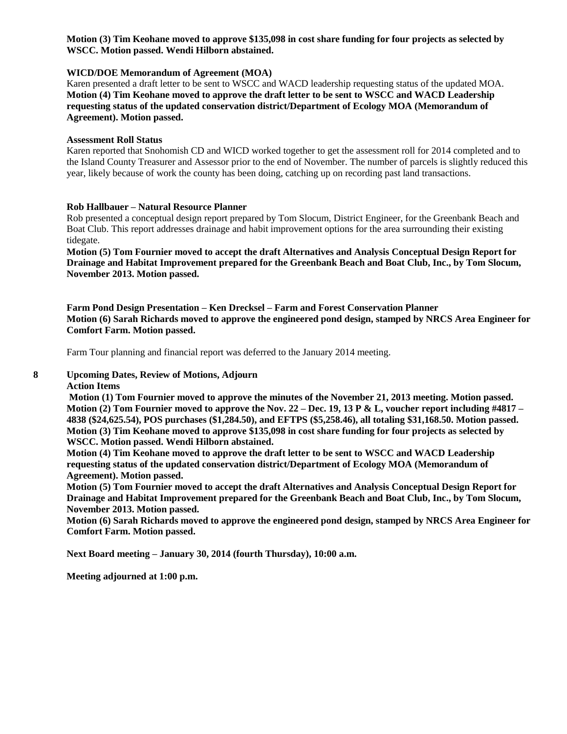**Motion (3) Tim Keohane moved to approve $135,098 in cost share funding for four projects as selected by WSCC. Motion passed. Wendi Hilborn abstained.**

**WICD/DOE Memorandum of Agreement (MOA)**

Karen presented a draft letter to be sent to WSCC and WACD leadership requesting status of the updated MOA.

**Motion (4) Tim Keohane moved to approve the draft letter to be sent to WSCC and WACD Leadership requesting status of the updated conservation district/Department of Ecology MOA (Memorandum of Agreement). Motion passed.**

**Assessment Roll Status**

Karen reported that Snohomish CD and WICD worked together to get the assessment roll for 2014 completed and to the Island County Treasurer and Assessor prior to the end of November. The number of parcels is slightly reduced this year, likely because of work the county has been doing, catching up on recording past land transactions.

**Rob Hallbauer – Natural Resource Planner**

Rob presented a conceptual design report prepared by Tom Slocum, District Engineer, for the Greenbank Beach and Boat Club. This report addresses drainage and habit improvement options for the area surrounding their existing tidegate.

**Motion (5) Tom Fournier moved to accept the draft Alternatives and Analysis Conceptual Design Report for Drainage and Habitat Improvement prepared for the Greenbank Beach and Boat Club, Inc., by Tom Slocum, November 2013. Motion passed.**

**Farm Pond Design Presentation – Ken Drecksel – Farm and Forest Conservation Planner**

**Motion (6) Sarah Richards moved to approve the engineered pond design, stamped by NRCS Area Engineer for Comfort Farm. Motion passed.**

Farm Tour planning and financial report was deferred to the January 2014 meeting.

**8 Upcoming Dates, Review of Motions, Adjourn**

**Action Items**

**Motion (1) Tom Fournier moved to approve the minutes of the November 21, 2013 meeting. Motion passed.**
**Motion (2) Tom Fournier moved to approve the Nov. 22 – Dec. 19, 13 P & L, voucher report including #4817 – 4838 ($24,625.54), POS purchases ($1,284.50), and EFTPS ($5,258.46), all totaling $31,168.50. Motion passed.**
**Motion (3) Tim Keohane moved to approve $135,098 in cost share funding for four projects as selected by WSCC. Motion passed. Wendi Hilborn abstained.**
**Motion (4) Tim Keohane moved to approve the draft letter to be sent to WSCC and WACD Leadership requesting status of the updated conservation district/Department of Ecology MOA (Memorandum of Agreement). Motion passed.**
**Motion (5) Tom Fournier moved to accept the draft Alternatives and Analysis Conceptual Design Report for Drainage and Habitat Improvement prepared for the Greenbank Beach and Boat Club, Inc., by Tom Slocum, November 2013. Motion passed.**
**Motion (6) Sarah Richards moved to approve the engineered pond design, stamped by NRCS Area Engineer for Comfort Farm. Motion passed.**

**Next Board meeting – January 30, 2014 (fourth Thursday), 10:00 a.m.**

**Meeting adjourned at 1:00 p.m.**